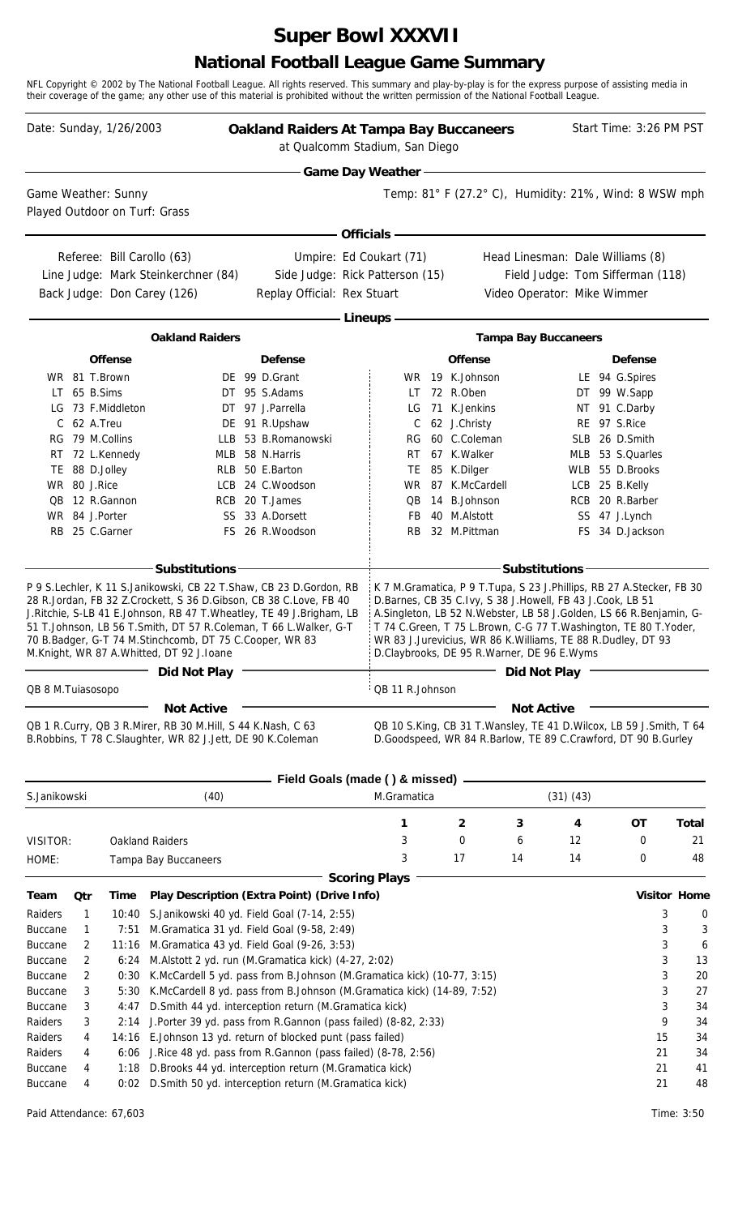# Super Bowl XXXVII

## National Football League Game Summary

NFL Copyright © 2002 by The National Football League. All rights reserved. This summary and play-by-play is for the express purpose of assisting media in their coverage of the game; any other use of this material is prohibited without the written permission of the National Football League.

Date: Sunday, 1/26/2003

**Oakland Raiders At Tampa Bay Buccaneers**
at Qualcomm Stadium, San Diego

Start Time: 3:26 PM PST

### Game Day Weather

Game Weather: Sunny
Played Outdoor on Turf: Grass

Temp: 81° F (27.2° C), Humidity: 21%, Wind: 8 WSW mph

### Officials

Referee: Bill Carollo (63)
Umpire: Ed Coukart (71)
Head Linesman: Dale Williams (8)
Line Judge: Mark Steinkerchner (84)
Side Judge: Rick Patterson (15)
Field Judge: Tom Sifferman (118)
Back Judge: Don Carey (126)
Replay Official: Rex Stuart
Video Operator: Mike Wimmer

### Lineups

**Oakland Raiders**

| Offense | | | Defense | | |
|---|---|---|---|---|---|
| WR | 81 | T.Brown | DE | 99 | D.Grant |
| LT | 65 | B.Sims | DT | 95 | S.Adams |
| LG | 73 | F.Middleton | DT | 97 | J.Parrella |
| C | 62 | A.Treu | DE | 91 | R.Upshaw |
| RG | 79 | M.Collins | LLB | 53 | B.Romanowski |
| RT | 72 | L.Kennedy | MLB | 58 | N.Harris |
| TE | 88 | D.Jolley | RLB | 50 | E.Barton |
| WR | 80 | J.Rice | LCB | 24 | C.Woodson |
| QB | 12 | R.Gannon | RCB | 20 | T.James |
| WR | 84 | J.Porter | SS | 33 | A.Dorsett |
| RB | 25 | C.Garner | FS | 26 | R.Woodson |

**Substitutions**

P 9 S.Lechler, K 11 S.Janikowski, CB 22 T.Shaw, CB 23 D.Gordon, RB 28 R.Jordan, FB 32 Z.Crockett, S 36 D.Gibson, CB 38 C.Love, FB 40 J.Ritchie, S-LB 41 E.Johnson, RB 47 T.Wheatley, TE 49 J.Brigham, LB 51 T.Johnson, LB 56 T.Smith, DT 57 R.Coleman, T 66 L.Walker, G-T 70 B.Badger, G-T 74 M.Stinchcomb, DT 75 C.Cooper, WR 83 M.Knight, WR 87 A.Whitted, DT 92 J.Ioane

**Did Not Play**

QB 8 M.Tuiasosopo

**Not Active**

QB 1 R.Curry, QB 3 R.Mirer, RB 30 M.Hill, S 44 K.Nash, C 63 B.Robbins, T 78 C.Slaughter, WR 82 J.Jett, DE 90 K.Coleman

**Tampa Bay Buccaneers**

| Offense | | | Defense | | |
|---|---|---|---|---|---|
| WR | 19 | K.Johnson | LE | 94 | G.Spires |
| LT | 72 | R.Oben | DT | 99 | W.Sapp |
| LG | 71 | K.Jenkins | NT | 91 | C.Darby |
| C | 62 | J.Christy | RE | 97 | S.Rice |
| RG | 60 | C.Coleman | SLB | 26 | D.Smith |
| RT | 67 | K.Walker | MLB | 53 | S.Quarles |
| TE | 85 | K.Dilger | WLB | 55 | D.Brooks |
| WR | 87 | K.McCardell | LCB | 25 | B.Kelly |
| QB | 14 | B.Johnson | RCB | 20 | R.Barber |
| FB | 40 | M.Alstott | SS | 47 | J.Lynch |
| RB | 32 | M.Pittman | FS | 34 | D.Jackson |

**Substitutions**

K 7 M.Gramatica, P 9 T.Tupa, S 23 J.Phillips, RB 27 A.Stecker, FB 30 D.Barnes, CB 35 C.Ivy, S 38 J.Howell, FB 43 J.Cook, LB 51 A.Singleton, LB 52 N.Webster, LB 58 J.Golden, LS 66 R.Benjamin, G-T 74 C.Green, T 75 L.Brown, C-G 77 T.Washington, TE 80 T.Yoder, WR 83 J.Jurevicius, WR 86 K.Williams, TE 88 R.Dudley, DT 93 D.Claybrooks, DE 95 R.Warner, DE 96 E.Wyms

**Did Not Play**

QB 11 R.Johnson

**Not Active**

QB 10 S.King, CB 31 T.Wansley, TE 41 D.Wilcox, LB 59 J.Smith, T 64 D.Goodspeed, WR 84 R.Barlow, TE 89 C.Crawford, DT 90 B.Gurley

### Field Goals (made ( ) & missed)

| S.Janikowski | (40) | M.Gramatica | (31) (43) |
|---|---|---|---|

| | | 1 | 2 | 3 | 4 | OT | Total |
|---|---|---|---|---|---|---|---|
| VISITOR: | Oakland Raiders | 3 | 0 | 6 | 12 | 0 | 21 |
| HOME: | Tampa Bay Buccaneers | 3 | 17 | 14 | 14 | 0 | 48 |

### Scoring Plays

| Team | Qtr | Time | Play Description (Extra Point) (Drive Info) | Visitor | Home |
|---|---|---|---|---|---|
| Raiders | 1 | 10:40 | S.Janikowski 40 yd. Field Goal (7-14, 2:55) | 3 | 0 |
| Buccane | 1 | 7:51 | M.Gramatica 31 yd. Field Goal (9-58, 2:49) | 3 | 3 |
| Buccane | 2 | 11:16 | M.Gramatica 43 yd. Field Goal (9-26, 3:53) | 3 | 6 |
| Buccane | 2 | 6:24 | M.Alstott 2 yd. run (M.Gramatica kick) (4-27, 2:02) | 3 | 13 |
| Buccane | 2 | 0:30 | K.McCardell 5 yd. pass from B.Johnson (M.Gramatica kick) (10-77, 3:15) | 3 | 20 |
| Buccane | 3 | 5:30 | K.McCardell 8 yd. pass from B.Johnson (M.Gramatica kick) (14-89, 7:52) | 3 | 27 |
| Buccane | 3 | 4:47 | D.Smith 44 yd. interception return (M.Gramatica kick) | 3 | 34 |
| Raiders | 3 | 2:14 | J.Porter 39 yd. pass from R.Gannon (pass failed) (8-82, 2:33) | 9 | 34 |
| Raiders | 4 | 14:16 | E.Johnson 13 yd. return of blocked punt (pass failed) | 15 | 34 |
| Raiders | 4 | 6:06 | J.Rice 48 yd. pass from R.Gannon (pass failed) (8-78, 2:56) | 21 | 34 |
| Buccane | 4 | 1:18 | D.Brooks 44 yd. interception return (M.Gramatica kick) | 21 | 41 |
| Buccane | 4 | 0:02 | D.Smith 50 yd. interception return (M.Gramatica kick) | 21 | 48 |

Paid Attendance: 67,603

Time: 3:50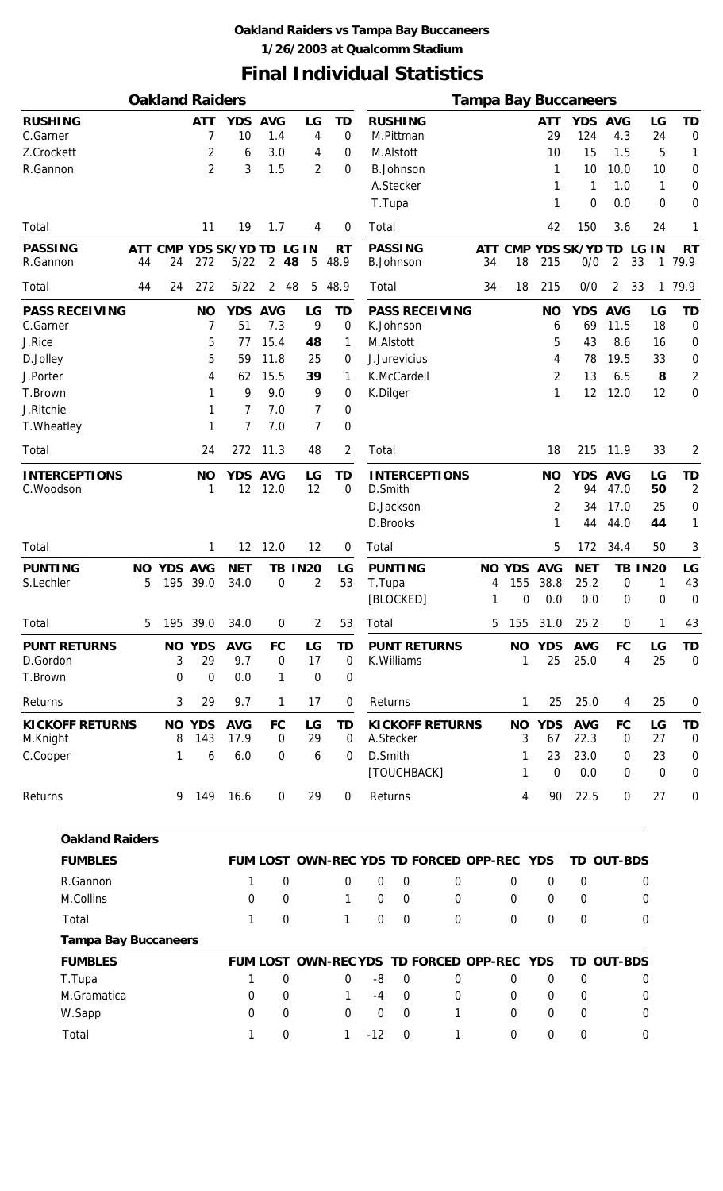**Oakland Raiders vs Tampa Bay Buccaneers**

**1/26/2003 at Qualcomm Stadium**

# Final Individual Statistics

## Oakland Raiders

| RUSHING | ATT | YDS | AVG | LG | TD |
|---|---|---|---|---|---|
| C.Garner | 7 | 10 | 1.4 | 4 | 0 |
| Z.Crockett | 2 | 6 | 3.0 | 4 | 0 |
| R.Gannon | 2 | 3 | 1.5 | 2 | 0 |
| Total | 11 | 19 | 1.7 | 4 | 0 |

| PASSING | ATT | CMP | YDS | SK/YD | TD | LG | IN | RT |
|---|---|---|---|---|---|---|---|---|
| R.Gannon | 44 | 24 | 272 | 5/22 | 2 | 48 | 5 | 48.9 |
| Total | 44 | 24 | 272 | 5/22 | 2 | 48 | 5 | 48.9 |

| PASS RECEIVING | NO | YDS | AVG | LG | TD |
|---|---|---|---|---|---|
| C.Garner | 7 | 51 | 7.3 | 9 | 0 |
| J.Rice | 5 | 77 | 15.4 | 48 | 1 |
| D.Jolley | 5 | 59 | 11.8 | 25 | 0 |
| J.Porter | 4 | 62 | 15.5 | 39 | 1 |
| T.Brown | 1 | 9 | 9.0 | 9 | 0 |
| J.Ritchie | 1 | 7 | 7.0 | 7 | 0 |
| T.Wheatley | 1 | 7 | 7.0 | 7 | 0 |
| Total | 24 | 272 | 11.3 | 48 | 2 |

| INTERCEPTIONS | NO | YDS | AVG | LG | TD |
|---|---|---|---|---|---|
| C.Woodson | 1 | 12 | 12.0 | 12 | 0 |
| Total | 1 | 12 | 12.0 | 12 | 0 |

| PUNTING | NO | YDS | AVG | NET | TB | IN20 | LG |
|---|---|---|---|---|---|---|---|
| S.Lechler | 5 | 195 | 39.0 | 34.0 | 0 | 2 | 53 |
| Total | 5 | 195 | 39.0 | 34.0 | 0 | 2 | 53 |

| PUNT RETURNS | NO | YDS | AVG | FC | LG | TD |
|---|---|---|---|---|---|---|
| D.Gordon | 3 | 29 | 9.7 | 0 | 17 | 0 |
| T.Brown | 0 | 0 | 0.0 | 1 | 0 | 0 |
| Returns | 3 | 29 | 9.7 | 1 | 17 | 0 |

| KICKOFF RETURNS | NO | YDS | AVG | FC | LG | TD |
|---|---|---|---|---|---|---|
| M.Knight | 8 | 143 | 17.9 | 0 | 29 | 0 |
| C.Cooper | 1 | 6 | 6.0 | 0 | 6 | 0 |
| Returns | 9 | 149 | 16.6 | 0 | 29 | 0 |

## Tampa Bay Buccaneers

| RUSHING | ATT | YDS | AVG | LG | TD |
|---|---|---|---|---|---|
| M.Pittman | 29 | 124 | 4.3 | 24 | 0 |
| M.Alstott | 10 | 15 | 1.5 | 5 | 1 |
| B.Johnson | 1 | 10 | 10.0 | 10 | 0 |
| A.Stecker | 1 | 1 | 1.0 | 1 | 0 |
| T.Tupa | 1 | 0 | 0.0 | 0 | 0 |
| Total | 42 | 150 | 3.6 | 24 | 1 |

| PASSING | ATT | CMP | YDS | SK/YD | TD | LG | IN | RT |
|---|---|---|---|---|---|---|---|---|
| B.Johnson | 34 | 18 | 215 | 0/0 | 2 | 33 | 1 | 79.9 |
| Total | 34 | 18 | 215 | 0/0 | 2 | 33 | 1 | 79.9 |

| PASS RECEIVING | NO | YDS | AVG | LG | TD |
|---|---|---|---|---|---|
| K.Johnson | 6 | 69 | 11.5 | 18 | 0 |
| M.Alstott | 5 | 43 | 8.6 | 16 | 0 |
| J.Jurevicius | 4 | 78 | 19.5 | 33 | 0 |
| K.McCardell | 2 | 13 | 6.5 | 8 | 2 |
| K.Dilger | 1 | 12 | 12.0 | 12 | 0 |
| Total | 18 | 215 | 11.9 | 33 | 2 |

| INTERCEPTIONS | NO | YDS | AVG | LG | TD |
|---|---|---|---|---|---|
| D.Smith | 2 | 94 | 47.0 | 50 | 2 |
| D.Jackson | 2 | 34 | 17.0 | 25 | 0 |
| D.Brooks | 1 | 44 | 44.0 | 44 | 1 |
| Total | 5 | 172 | 34.4 | 50 | 3 |

| PUNTING | NO | YDS | AVG | NET | TB | IN20 | LG |
|---|---|---|---|---|---|---|---|
| T.Tupa | 4 | 155 | 38.8 | 25.2 | 0 | 1 | 43 |
| [BLOCKED] | 1 | 0 | 0.0 | 0.0 | 0 | 0 | 0 |
| Total | 5 | 155 | 31.0 | 25.2 | 0 | 1 | 43 |

| PUNT RETURNS | NO | YDS | AVG | FC | LG | TD |
|---|---|---|---|---|---|---|
| K.Williams | 1 | 25 | 25.0 | 4 | 25 | 0 |
| Returns | 1 | 25 | 25.0 | 4 | 25 | 0 |

| KICKOFF RETURNS | NO | YDS | AVG | FC | LG | TD |
|---|---|---|---|---|---|---|
| A.Stecker | 3 | 67 | 22.3 | 0 | 27 | 0 |
| D.Smith | 1 | 23 | 23.0 | 0 | 23 | 0 |
| [TOUCHBACK] | 1 | 0 | 0.0 | 0 | 0 | 0 |
| Returns | 4 | 90 | 22.5 | 0 | 27 | 0 |

## Oakland Raiders

| FUMBLES | FUM | LOST | OWN-REC | YDS | TD | FORCED | OPP-REC | YDS | TD | OUT-BDS |
|---|---|---|---|---|---|---|---|---|---|---|
| R.Gannon | 1 | 0 | 0 | 0 | 0 | 0 | 0 | 0 | 0 | 0 |
| M.Collins | 0 | 0 | 1 | 0 | 0 | 0 | 0 | 0 | 0 | 0 |
| Total | 1 | 0 | 1 | 0 | 0 | 0 | 0 | 0 | 0 | 0 |

## Tampa Bay Buccaneers

| FUMBLES | FUM | LOST | OWN-REC | YDS | TD | FORCED | OPP-REC | YDS | TD | OUT-BDS |
|---|---|---|---|---|---|---|---|---|---|---|
| T.Tupa | 1 | 0 | 0 | -8 | 0 | 0 | 0 | 0 | 0 | 0 |
| M.Gramatica | 0 | 0 | 1 | -4 | 0 | 0 | 0 | 0 | 0 | 0 |
| W.Sapp | 0 | 0 | 0 | 0 | 0 | 1 | 0 | 0 | 0 | 0 |
| Total | 1 | 0 | 1 | -12 | 0 | 1 | 0 | 0 | 0 | 0 |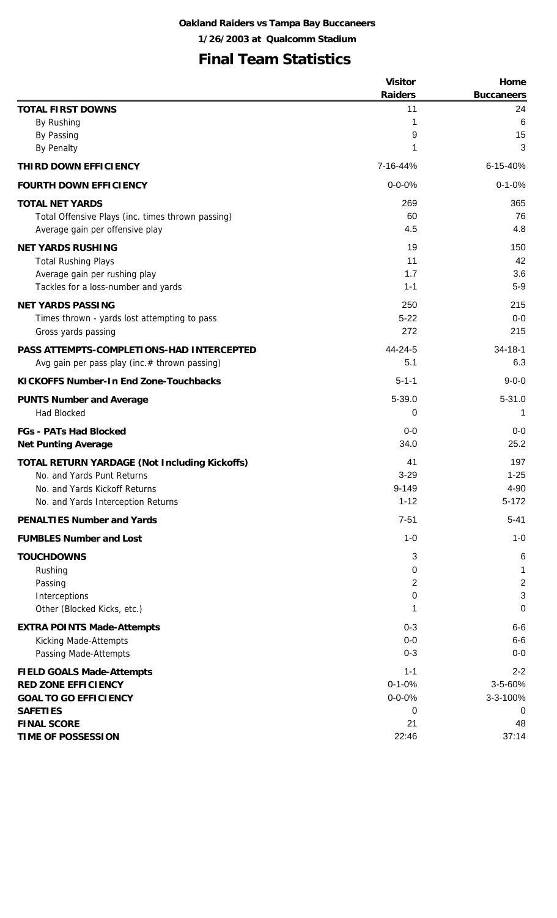**Oakland Raiders vs Tampa Bay Buccaneers**

**1/26/2003 at Qualcomm Stadium**

# Final Team Statistics

| | Visitor Raiders | Home Buccaneers |
|---|---|---|
| **TOTAL FIRST DOWNS** | 11 | 24 |
| By Rushing | 1 | 6 |
| By Passing | 9 | 15 |
| By Penalty | 1 | 3 |
| **THIRD DOWN EFFICIENCY** | 7-16-44% | 6-15-40% |
| **FOURTH DOWN EFFICIENCY** | 0-0-0% | 0-1-0% |
| **TOTAL NET YARDS** | 269 | 365 |
| Total Offensive Plays (inc. times thrown passing) | 60 | 76 |
| Average gain per offensive play | 4.5 | 4.8 |
| **NET YARDS RUSHING** | 19 | 150 |
| Total Rushing Plays | 11 | 42 |
| Average gain per rushing play | 1.7 | 3.6 |
| Tackles for a loss-number and yards | 1-1 | 5-9 |
| **NET YARDS PASSING** | 250 | 215 |
| Times thrown - yards lost attempting to pass | 5-22 | 0-0 |
| Gross yards passing | 272 | 215 |
| **PASS ATTEMPTS-COMPLETIONS-HAD INTERCEPTED** | 44-24-5 | 34-18-1 |
| Avg gain per pass play (inc.# thrown passing) | 5.1 | 6.3 |
| **KICKOFFS Number-In End Zone-Touchbacks** | 5-1-1 | 9-0-0 |
| **PUNTS Number and Average** | 5-39.0 | 5-31.0 |
| Had Blocked | 0 | 1 |
| **FGs - PATs Had Blocked** | 0-0 | 0-0 |
| **Net Punting Average** | 34.0 | 25.2 |
| **TOTAL RETURN YARDAGE (Not Including Kickoffs)** | 41 | 197 |
| No. and Yards Punt Returns | 3-29 | 1-25 |
| No. and Yards Kickoff Returns | 9-149 | 4-90 |
| No. and Yards Interception Returns | 1-12 | 5-172 |
| **PENALTIES Number and Yards** | 7-51 | 5-41 |
| **FUMBLES Number and Lost** | 1-0 | 1-0 |
| **TOUCHDOWNS** | 3 | 6 |
| Rushing | 0 | 1 |
| Passing | 2 | 2 |
| Interceptions | 0 | 3 |
| Other (Blocked Kicks, etc.) | 1 | 0 |
| **EXTRA POINTS Made-Attempts** | 0-3 | 6-6 |
| Kicking Made-Attempts | 0-0 | 6-6 |
| Passing Made-Attempts | 0-3 | 0-0 |
| **FIELD GOALS Made-Attempts** | 1-1 | 2-2 |
| **RED ZONE EFFICIENCY** | 0-1-0% | 3-5-60% |
| **GOAL TO GO EFFICIENCY** | 0-0-0% | 3-3-100% |
| **SAFETIES** | 0 | 0 |
| **FINAL SCORE** | 21 | 48 |
| **TIME OF POSSESSION** | 22:46 | 37:14 |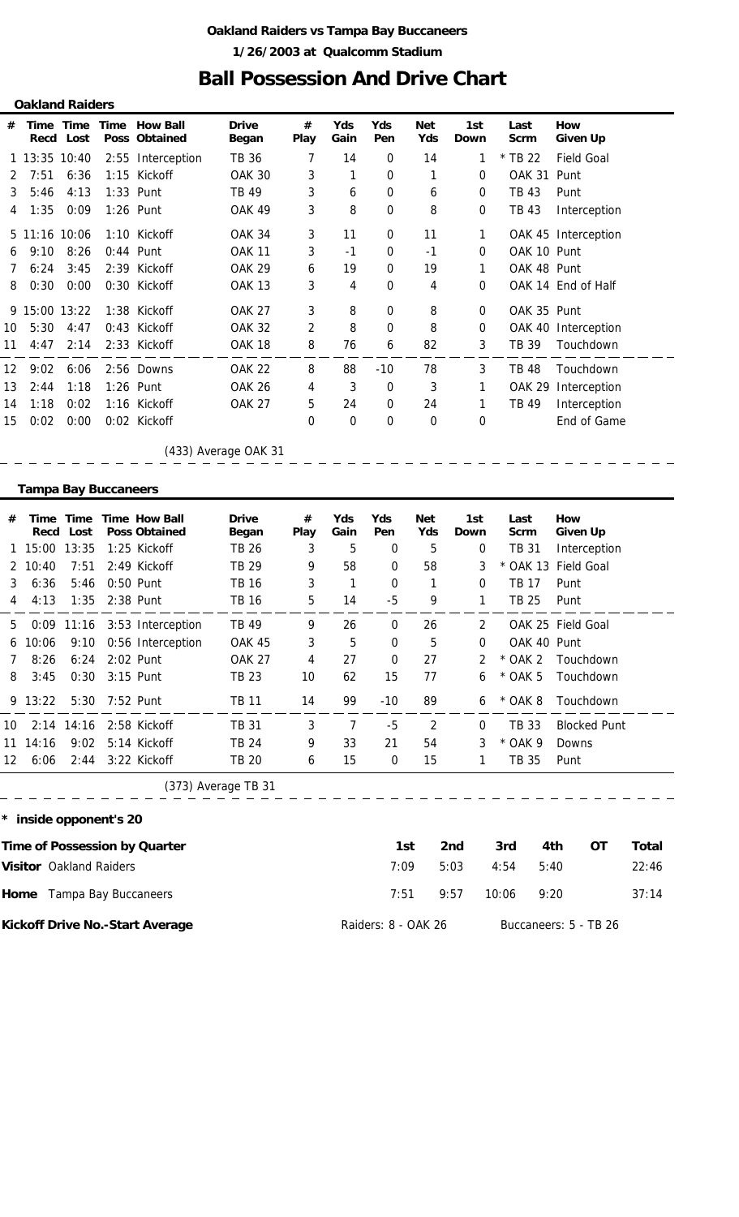**Oakland Raiders vs Tampa Bay Buccaneers**

**1/26/2003 at Qualcomm Stadium**

# Ball Possession And Drive Chart

## Oakland Raiders

| # | Time Recd | Time Lost | Time Poss | How Ball Obtained | Drive Began | # Play | Yds Gain | Yds Pen | Net Yds | 1st Down | Last Scrm | How Given Up |
|---|---|---|---|---|---|---|---|---|---|---|---|---|
| 1 | 13:35 | 10:40 | 2:55 | Interception | TB 36 | 7 | 14 | 0 | 14 | 1 | * TB 22 | Field Goal |
| 2 | 7:51 | 6:36 | 1:15 | Kickoff | OAK 30 | 3 | 1 | 0 | 1 | 0 | OAK 31 | Punt |
| 3 | 5:46 | 4:13 | 1:33 | Punt | TB 49 | 3 | 6 | 0 | 6 | 0 | TB 43 | Punt |
| 4 | 1:35 | 0:09 | 1:26 | Punt | OAK 49 | 3 | 8 | 0 | 8 | 0 | TB 43 | Interception |
| 5 | 11:16 | 10:06 | 1:10 | Kickoff | OAK 34 | 3 | 11 | 0 | 11 | 1 | OAK 45 | Interception |
| 6 | 9:10 | 8:26 | 0:44 | Punt | OAK 11 | 3 | -1 | 0 | -1 | 0 | OAK 10 | Punt |
| 7 | 6:24 | 3:45 | 2:39 | Kickoff | OAK 29 | 6 | 19 | 0 | 19 | 1 | OAK 48 | Punt |
| 8 | 0:30 | 0:00 | 0:30 | Kickoff | OAK 13 | 3 | 4 | 0 | 4 | 0 | OAK 14 | End of Half |
| 9 | 15:00 | 13:22 | 1:38 | Kickoff | OAK 27 | 3 | 8 | 0 | 8 | 0 | OAK 35 | Punt |
| 10 | 5:30 | 4:47 | 0:43 | Kickoff | OAK 32 | 2 | 8 | 0 | 8 | 0 | OAK 40 | Interception |
| 11 | 4:47 | 2:14 | 2:33 | Kickoff | OAK 18 | 8 | 76 | 6 | 82 | 3 | TB 39 | Touchdown |
| 12 | 9:02 | 6:06 | 2:56 | Downs | OAK 22 | 8 | 88 | -10 | 78 | 3 | TB 48 | Touchdown |
| 13 | 2:44 | 1:18 | 1:26 | Punt | OAK 26 | 4 | 3 | 0 | 3 | 1 | OAK 29 | Interception |
| 14 | 1:18 | 0:02 | 1:16 | Kickoff | OAK 27 | 5 | 24 | 0 | 24 | 1 | TB 49 | Interception |
| 15 | 0:02 | 0:00 | 0:02 | Kickoff | | 0 | 0 | 0 | 0 | 0 | | End of Game |

(433) Average OAK 31

## Tampa Bay Buccaneers

| # | Time Recd | Time Lost | Time Poss | How Ball Obtained | Drive Began | # Play | Yds Gain | Yds Pen | Net Yds | 1st Down | Last Scrm | How Given Up |
|---|---|---|---|---|---|---|---|---|---|---|---|---|
| 1 | 15:00 | 13:35 | 1:25 | Kickoff | TB 26 | 3 | 5 | 0 | 5 | 0 | TB 31 | Interception |
| 2 | 10:40 | 7:51 | 2:49 | Kickoff | TB 29 | 9 | 58 | 0 | 58 | 3 | * OAK 13 | Field Goal |
| 3 | 6:36 | 5:46 | 0:50 | Punt | TB 16 | 3 | 1 | 0 | 1 | 0 | TB 17 | Punt |
| 4 | 4:13 | 1:35 | 2:38 | Punt | TB 16 | 5 | 14 | -5 | 9 | 1 | TB 25 | Punt |
| 5 | 0:09 | 11:16 | 3:53 | Interception | TB 49 | 9 | 26 | 0 | 26 | 2 | OAK 25 | Field Goal |
| 6 | 10:06 | 9:10 | 0:56 | Interception | OAK 45 | 3 | 5 | 0 | 5 | 0 | OAK 40 | Punt |
| 7 | 8:26 | 6:24 | 2:02 | Punt | OAK 27 | 4 | 27 | 0 | 27 | 2 | * OAK 2 | Touchdown |
| 8 | 3:45 | 0:30 | 3:15 | Punt | TB 23 | 10 | 62 | 15 | 77 | 6 | * OAK 5 | Touchdown |
| 9 | 13:22 | 5:30 | 7:52 | Punt | TB 11 | 14 | 99 | -10 | 89 | 6 | * OAK 8 | Touchdown |
| 10 | 2:14 | 14:16 | 2:58 | Kickoff | TB 31 | 3 | 7 | -5 | 2 | 0 | TB 33 | Blocked Punt |
| 11 | 14:16 | 9:02 | 5:14 | Kickoff | TB 24 | 9 | 33 | 21 | 54 | 3 | * OAK 9 | Downs |
| 12 | 6:06 | 2:44 | 3:22 | Kickoff | TB 20 | 6 | 15 | 0 | 15 | 1 | TB 35 | Punt |

(373) Average TB 31

**\* inside opponent's 20**

| Time of Possession by Quarter | 1st | 2nd | 3rd | 4th | OT | Total |
|---|---|---|---|---|---|---|
| **Visitor** Oakland Raiders | 7:09 | 5:03 | 4:54 | 5:40 | | 22:46 |
| **Home** Tampa Bay Buccaneers | 7:51 | 9:57 | 10:06 | 9:20 | | 37:14 |

**Kickoff Drive No.-Start Average** Raiders: 8 - OAK 26 Buccaneers: 5 - TB 26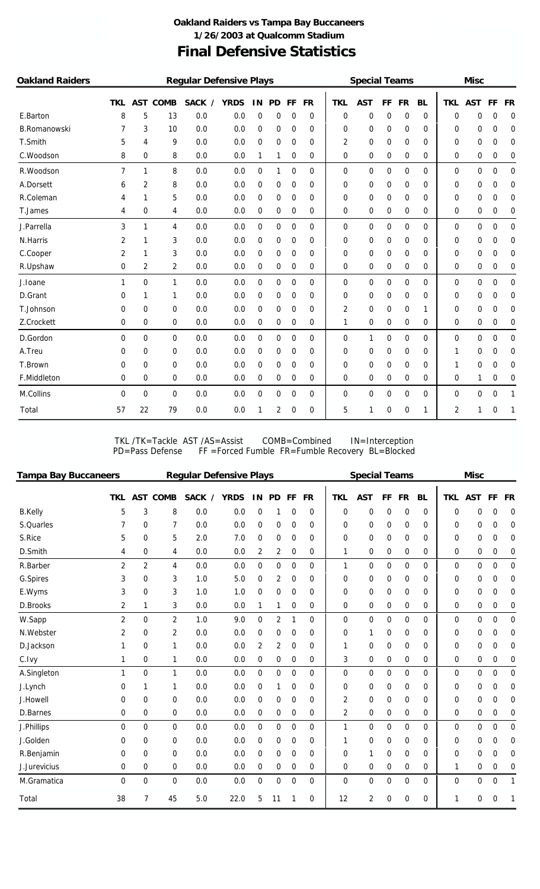**Oakland Raiders vs Tampa Bay Buccaneers**

**1/26/2003 at Qualcomm Stadium**

# Final Defensive Statistics

| Oakland Raiders | Regular Defensive Plays | | | | | | | | | Special Teams | | | | | Misc | | | |
|---|---|---|---|---|---|---|---|---|---|---|---|---|---|---|---|---|---|---|
| | TKL | AST | COMB | SACK / | YRDS | IN | PD | FF | FR | TKL | AST | FF | FR | BL | TKL | AST | FF | FR |
| E.Barton | 8 | 5 | 13 | 0.0 | 0.0 | 0 | 0 | 0 | 0 | 0 | 0 | 0 | 0 | 0 | 0 | 0 | 0 | 0 |
| B.Romanowski | 7 | 3 | 10 | 0.0 | 0.0 | 0 | 0 | 0 | 0 | 0 | 0 | 0 | 0 | 0 | 0 | 0 | 0 | 0 |
| T.Smith | 5 | 4 | 9 | 0.0 | 0.0 | 0 | 0 | 0 | 0 | 2 | 0 | 0 | 0 | 0 | 0 | 0 | 0 | 0 |
| C.Woodson | 8 | 0 | 8 | 0.0 | 0.0 | 1 | 1 | 0 | 0 | 0 | 0 | 0 | 0 | 0 | 0 | 0 | 0 | 0 |
| R.Woodson | 7 | 1 | 8 | 0.0 | 0.0 | 0 | 1 | 0 | 0 | 0 | 0 | 0 | 0 | 0 | 0 | 0 | 0 | 0 |
| A.Dorsett | 6 | 2 | 8 | 0.0 | 0.0 | 0 | 0 | 0 | 0 | 0 | 0 | 0 | 0 | 0 | 0 | 0 | 0 | 0 |
| R.Coleman | 4 | 1 | 5 | 0.0 | 0.0 | 0 | 0 | 0 | 0 | 0 | 0 | 0 | 0 | 0 | 0 | 0 | 0 | 0 |
| T.James | 4 | 0 | 4 | 0.0 | 0.0 | 0 | 0 | 0 | 0 | 0 | 0 | 0 | 0 | 0 | 0 | 0 | 0 | 0 |
| J.Parrella | 3 | 1 | 4 | 0.0 | 0.0 | 0 | 0 | 0 | 0 | 0 | 0 | 0 | 0 | 0 | 0 | 0 | 0 | 0 |
| N.Harris | 2 | 1 | 3 | 0.0 | 0.0 | 0 | 0 | 0 | 0 | 0 | 0 | 0 | 0 | 0 | 0 | 0 | 0 | 0 |
| C.Cooper | 2 | 1 | 3 | 0.0 | 0.0 | 0 | 0 | 0 | 0 | 0 | 0 | 0 | 0 | 0 | 0 | 0 | 0 | 0 |
| R.Upshaw | 0 | 2 | 2 | 0.0 | 0.0 | 0 | 0 | 0 | 0 | 0 | 0 | 0 | 0 | 0 | 0 | 0 | 0 | 0 |
| J.Ioane | 1 | 0 | 1 | 0.0 | 0.0 | 0 | 0 | 0 | 0 | 0 | 0 | 0 | 0 | 0 | 0 | 0 | 0 | 0 |
| D.Grant | 0 | 1 | 1 | 0.0 | 0.0 | 0 | 0 | 0 | 0 | 0 | 0 | 0 | 0 | 0 | 0 | 0 | 0 | 0 |
| T.Johnson | 0 | 0 | 0 | 0.0 | 0.0 | 0 | 0 | 0 | 0 | 2 | 0 | 0 | 0 | 1 | 0 | 0 | 0 | 0 |
| Z.Crockett | 0 | 0 | 0 | 0.0 | 0.0 | 0 | 0 | 0 | 0 | 1 | 0 | 0 | 0 | 0 | 0 | 0 | 0 | 0 |
| D.Gordon | 0 | 0 | 0 | 0.0 | 0.0 | 0 | 0 | 0 | 0 | 0 | 1 | 0 | 0 | 0 | 0 | 0 | 0 | 0 |
| A.Treu | 0 | 0 | 0 | 0.0 | 0.0 | 0 | 0 | 0 | 0 | 0 | 0 | 0 | 0 | 0 | 1 | 0 | 0 | 0 |
| T.Brown | 0 | 0 | 0 | 0.0 | 0.0 | 0 | 0 | 0 | 0 | 0 | 0 | 0 | 0 | 0 | 1 | 0 | 0 | 0 |
| F.Middleton | 0 | 0 | 0 | 0.0 | 0.0 | 0 | 0 | 0 | 0 | 0 | 0 | 0 | 0 | 0 | 0 | 1 | 0 | 0 |
| M.Collins | 0 | 0 | 0 | 0.0 | 0.0 | 0 | 0 | 0 | 0 | 0 | 0 | 0 | 0 | 0 | 0 | 0 | 0 | 1 |
| Total | 57 | 22 | 79 | 0.0 | 0.0 | 1 | 2 | 0 | 0 | 5 | 1 | 0 | 0 | 1 | 2 | 1 | 0 | 1 |

TKL /TK=Tackle AST /AS=Assist COMB=Combined IN=Interception
PD=Pass Defense FF =Forced Fumble FR=Fumble Recovery BL=Blocked

| Tampa Bay Buccaneers | Regular Defensive Plays | | | | | | | | | Special Teams | | | | | Misc | | | |
|---|---|---|---|---|---|---|---|---|---|---|---|---|---|---|---|---|---|---|
| | TKL | AST | COMB | SACK / | YRDS | IN | PD | FF | FR | TKL | AST | FF | FR | BL | TKL | AST | FF | FR |
| B.Kelly | 5 | 3 | 8 | 0.0 | 0.0 | 0 | 1 | 0 | 0 | 0 | 0 | 0 | 0 | 0 | 0 | 0 | 0 | 0 |
| S.Quarles | 7 | 0 | 7 | 0.0 | 0.0 | 0 | 0 | 0 | 0 | 0 | 0 | 0 | 0 | 0 | 0 | 0 | 0 | 0 |
| S.Rice | 5 | 0 | 5 | 2.0 | 7.0 | 0 | 0 | 0 | 0 | 0 | 0 | 0 | 0 | 0 | 0 | 0 | 0 | 0 |
| D.Smith | 4 | 0 | 4 | 0.0 | 0.0 | 2 | 2 | 0 | 0 | 1 | 0 | 0 | 0 | 0 | 0 | 0 | 0 | 0 |
| R.Barber | 2 | 2 | 4 | 0.0 | 0.0 | 0 | 0 | 0 | 0 | 1 | 0 | 0 | 0 | 0 | 0 | 0 | 0 | 0 |
| G.Spires | 3 | 0 | 3 | 1.0 | 5.0 | 0 | 2 | 0 | 0 | 0 | 0 | 0 | 0 | 0 | 0 | 0 | 0 | 0 |
| E.Wyms | 3 | 0 | 3 | 1.0 | 1.0 | 0 | 0 | 0 | 0 | 0 | 0 | 0 | 0 | 0 | 0 | 0 | 0 | 0 |
| D.Brooks | 2 | 1 | 3 | 0.0 | 0.0 | 1 | 1 | 0 | 0 | 0 | 0 | 0 | 0 | 0 | 0 | 0 | 0 | 0 |
| W.Sapp | 2 | 0 | 2 | 1.0 | 9.0 | 0 | 2 | 1 | 0 | 0 | 0 | 0 | 0 | 0 | 0 | 0 | 0 | 0 |
| N.Webster | 2 | 0 | 2 | 0.0 | 0.0 | 0 | 0 | 0 | 0 | 0 | 1 | 0 | 0 | 0 | 0 | 0 | 0 | 0 |
| D.Jackson | 1 | 0 | 1 | 0.0 | 0.0 | 2 | 2 | 0 | 0 | 1 | 0 | 0 | 0 | 0 | 0 | 0 | 0 | 0 |
| C.Ivy | 1 | 0 | 1 | 0.0 | 0.0 | 0 | 0 | 0 | 0 | 3 | 0 | 0 | 0 | 0 | 0 | 0 | 0 | 0 |
| A.Singleton | 1 | 0 | 1 | 0.0 | 0.0 | 0 | 0 | 0 | 0 | 0 | 0 | 0 | 0 | 0 | 0 | 0 | 0 | 0 |
| J.Lynch | 0 | 1 | 1 | 0.0 | 0.0 | 0 | 1 | 0 | 0 | 0 | 0 | 0 | 0 | 0 | 0 | 0 | 0 | 0 |
| J.Howell | 0 | 0 | 0 | 0.0 | 0.0 | 0 | 0 | 0 | 0 | 2 | 0 | 0 | 0 | 0 | 0 | 0 | 0 | 0 |
| D.Barnes | 0 | 0 | 0 | 0.0 | 0.0 | 0 | 0 | 0 | 0 | 2 | 0 | 0 | 0 | 0 | 0 | 0 | 0 | 0 |
| J.Phillips | 0 | 0 | 0 | 0.0 | 0.0 | 0 | 0 | 0 | 0 | 1 | 0 | 0 | 0 | 0 | 0 | 0 | 0 | 0 |
| J.Golden | 0 | 0 | 0 | 0.0 | 0.0 | 0 | 0 | 0 | 0 | 1 | 0 | 0 | 0 | 0 | 0 | 0 | 0 | 0 |
| R.Benjamin | 0 | 0 | 0 | 0.0 | 0.0 | 0 | 0 | 0 | 0 | 0 | 1 | 0 | 0 | 0 | 0 | 0 | 0 | 0 |
| J.Jurevicius | 0 | 0 | 0 | 0.0 | 0.0 | 0 | 0 | 0 | 0 | 0 | 0 | 0 | 0 | 0 | 1 | 0 | 0 | 0 |
| M.Gramatica | 0 | 0 | 0 | 0.0 | 0.0 | 0 | 0 | 0 | 0 | 0 | 0 | 0 | 0 | 0 | 0 | 0 | 0 | 1 |
| Total | 38 | 7 | 45 | 5.0 | 22.0 | 5 | 11 | 1 | 0 | 12 | 2 | 0 | 0 | 0 | 1 | 0 | 0 | 1 |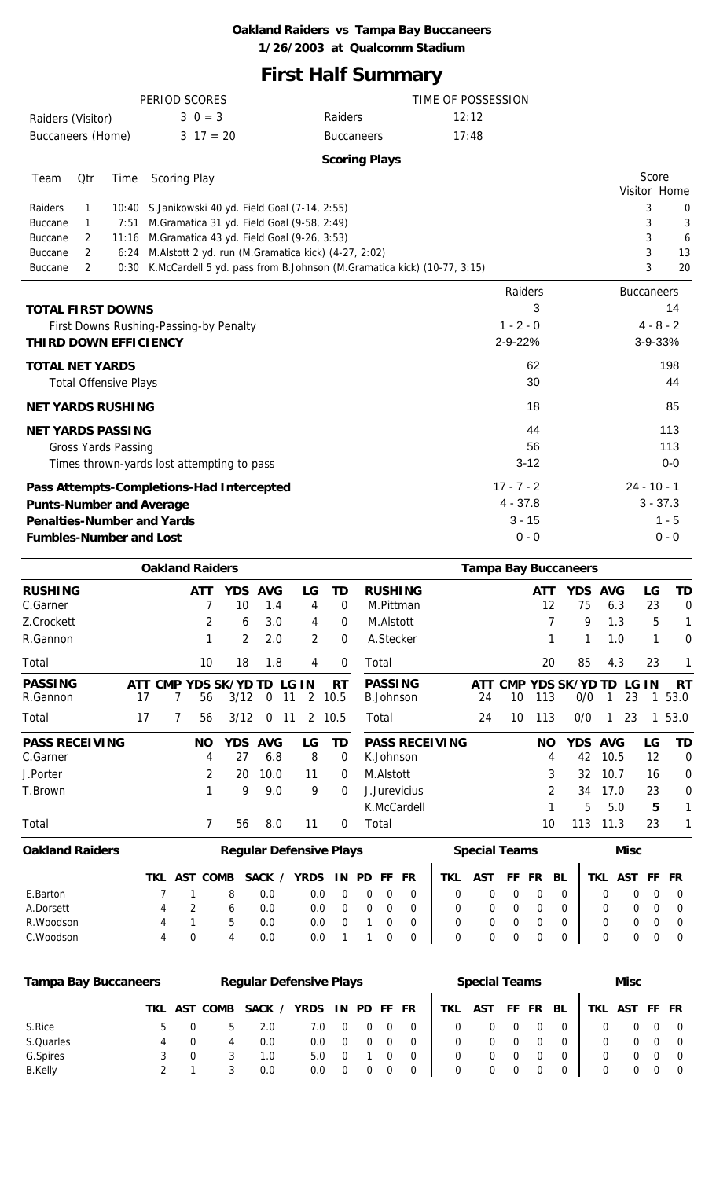**Oakland Raiders vs Tampa Bay Buccaneers**
**1/26/2003 at Qualcomm Stadium**

# First Half Summary

| PERIOD SCORES | | | TIME OF POSSESSION | |
|---|---|---|---|---|
| Raiders (Visitor) | 3 0 = 3 | | Raiders | 12:12 |
| Buccaneers (Home) | 3 17 = 20 | | Buccaneers | 17:48 |

## Scoring Plays

| Team | Qtr | Time | Scoring Play | Score Visitor | Score Home |
|---|---|---|---|---|---|
| Raiders | 1 | 10:40 | S.Janikowski 40 yd. Field Goal (7-14, 2:55) | 3 | 0 |
| Buccane | 1 | 7:51 | M.Gramatica 31 yd. Field Goal (9-58, 2:49) | 3 | 3 |
| Buccane | 2 | 11:16 | M.Gramatica 43 yd. Field Goal (9-26, 3:53) | 3 | 6 |
| Buccane | 2 | 6:24 | M.Alstott 2 yd. run (M.Gramatica kick) (4-27, 2:02) | 3 | 13 |
| Buccane | 2 | 0:30 | K.McCardell 5 yd. pass from B.Johnson (M.Gramatica kick) (10-77, 3:15) | 3 | 20 |

| | Raiders | Buccaneers |
|---|---|---|
| **TOTAL FIRST DOWNS** | 3 | 14 |
| First Downs Rushing-Passing-by Penalty | 1 - 2 - 0 | 4 - 8 - 2 |
| **THIRD DOWN EFFICIENCY** | 2-9-22% | 3-9-33% |
| **TOTAL NET YARDS** | 62 | 198 |
| Total Offensive Plays | 30 | 44 |
| **NET YARDS RUSHING** | 18 | 85 |
| **NET YARDS PASSING** | 44 | 113 |
| Gross Yards Passing | 56 | 113 |
| Times thrown-yards lost attempting to pass | 3-12 | 0-0 |
| **Pass Attempts-Completions-Had Intercepted** | 17 - 7 - 2 | 24 - 10 - 1 |
| **Punts-Number and Average** | 4 - 37.8 | 3 - 37.3 |
| **Penalties-Number and Yards** | 3 - 15 | 1 - 5 |
| **Fumbles-Number and Lost** | 0 - 0 | 0 - 0 |

## Oakland Raiders

| RUSHING | ATT | YDS | AVG | LG | TD |
|---|---|---|---|---|---|
| C.Garner | 7 | 10 | 1.4 | 4 | 0 |
| Z.Crockett | 2 | 6 | 3.0 | 4 | 0 |
| R.Gannon | 1 | 2 | 2.0 | 2 | 0 |
| Total | 10 | 18 | 1.8 | 4 | 0 |

| PASSING | ATT | CMP | YDS | SK/YD | TD | LG | IN | RT |
|---|---|---|---|---|---|---|---|---|
| R.Gannon | 17 | 7 | 56 | 3/12 | 0 | 11 | 2 | 10.5 |
| Total | 17 | 7 | 56 | 3/12 | 0 | 11 | 2 | 10.5 |

| PASS RECEIVING | NO | YDS | AVG | LG | TD |
|---|---|---|---|---|---|
| C.Garner | 4 | 27 | 6.8 | 8 | 0 |
| J.Porter | 2 | 20 | 10.0 | 11 | 0 |
| T.Brown | 1 | 9 | 9.0 | 9 | 0 |
| Total | 7 | 56 | 8.0 | 11 | 0 |

## Tampa Bay Buccaneers

| RUSHING | ATT | YDS | AVG | LG | TD |
|---|---|---|---|---|---|
| M.Pittman | 12 | 75 | 6.3 | 23 | 0 |
| M.Alstott | 7 | 9 | 1.3 | 5 | 1 |
| A.Stecker | 1 | 1 | 1.0 | 1 | 0 |
| Total | 20 | 85 | 4.3 | 23 | 1 |

| PASSING | ATT | CMP | YDS | SK/YD | TD | LG | IN | RT |
|---|---|---|---|---|---|---|---|---|
| B.Johnson | 24 | 10 | 113 | 0/0 | 1 | 23 | 1 | 53.0 |
| Total | 24 | 10 | 113 | 0/0 | 1 | 23 | 1 | 53.0 |

| PASS RECEIVING | NO | YDS | AVG | LG | TD |
|---|---|---|---|---|---|
| K.Johnson | 4 | 42 | 10.5 | 12 | 0 |
| M.Alstott | 3 | 32 | 10.7 | 16 | 0 |
| J.Jurevicius | 2 | 34 | 17.0 | 23 | 0 |
| K.McCardell | 1 | 5 | 5.0 | 5 | 1 |
| Total | 10 | 113 | 11.3 | 23 | 1 |

## Oakland Raiders Defense

| Oakland Raiders | Regular Defensive Plays | | | | | | | | | Special Teams | | | | | Misc | | | |
|---|---|---|---|---|---|---|---|---|---|---|---|---|---|---|---|---|---|---|
| | TKL | AST | COMB | SACK / | YRDS | IN | PD | FF | FR | TKL | AST | FF | FR | BL | TKL | AST | FF | FR |
| E.Barton | 7 | 1 | 8 | 0.0 | 0.0 | 0 | 0 | 0 | 0 | 0 | 0 | 0 | 0 | 0 | 0 | 0 | 0 | 0 |
| A.Dorsett | 4 | 2 | 6 | 0.0 | 0.0 | 0 | 0 | 0 | 0 | 0 | 0 | 0 | 0 | 0 | 0 | 0 | 0 | 0 |
| R.Woodson | 4 | 1 | 5 | 0.0 | 0.0 | 0 | 1 | 0 | 0 | 0 | 0 | 0 | 0 | 0 | 0 | 0 | 0 | 0 |
| C.Woodson | 4 | 0 | 4 | 0.0 | 0.0 | 1 | 1 | 0 | 0 | 0 | 0 | 0 | 0 | 0 | 0 | 0 | 0 | 0 |

## Tampa Bay Buccaneers Defense

| Tampa Bay Buccaneers | Regular Defensive Plays | | | | | | | | | Special Teams | | | | | Misc | | | |
|---|---|---|---|---|---|---|---|---|---|---|---|---|---|---|---|---|---|---|
| | TKL | AST | COMB | SACK / | YRDS | IN | PD | FF | FR | TKL | AST | FF | FR | BL | TKL | AST | FF | FR |
| S.Rice | 5 | 0 | 5 | 2.0 | 7.0 | 0 | 0 | 0 | 0 | 0 | 0 | 0 | 0 | 0 | 0 | 0 | 0 | 0 |
| S.Quarles | 4 | 0 | 4 | 0.0 | 0.0 | 0 | 0 | 0 | 0 | 0 | 0 | 0 | 0 | 0 | 0 | 0 | 0 | 0 |
| G.Spires | 3 | 0 | 3 | 1.0 | 5.0 | 0 | 1 | 0 | 0 | 0 | 0 | 0 | 0 | 0 | 0 | 0 | 0 | 0 |
| B.Kelly | 2 | 1 | 3 | 0.0 | 0.0 | 0 | 0 | 0 | 0 | 0 | 0 | 0 | 0 | 0 | 0 | 0 | 0 | 0 |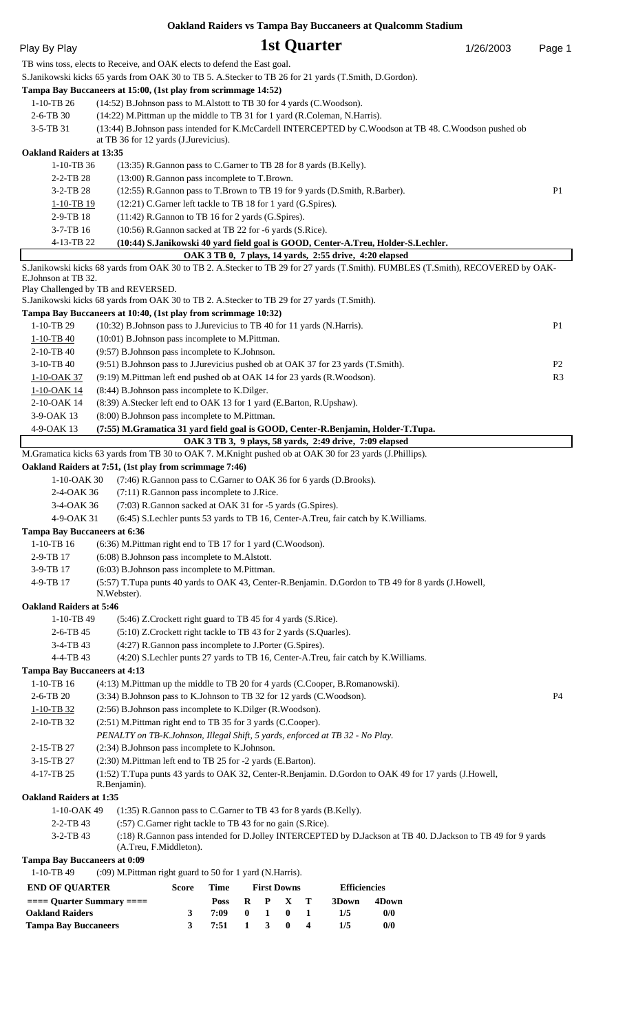# Oakland Raiders vs Tampa Bay Buccaneers at Qualcomm Stadium

Play By Play — **1st Quarter** — 1/26/2003 — Page 1

TB wins toss, elects to Receive, and OAK elects to defend the East goal.

S.Janikowski kicks 65 yards from OAK 30 to TB 5. A.Stecker to TB 26 for 21 yards (T.Smith, D.Gordon).

**Tampa Bay Buccaneers at 15:00, (1st play from scrimmage 14:52)**

| | | |
|---|---|---|
| 1-10-TB 26 | (14:52) B.Johnson pass to M.Alstott to TB 30 for 4 yards (C.Woodson). | |
| 2-6-TB 30 | (14:22) M.Pittman up the middle to TB 31 for 1 yard (R.Coleman, N.Harris). | |
| 3-5-TB 31 | (13:44) B.Johnson pass intended for K.McCardell INTERCEPTED by C.Woodson at TB 48. C.Woodson pushed ob at TB 36 for 12 yards (J.Jurevicius). | |

**Oakland Raiders at 13:35**

| | | |
|---|---|---|
| 1-10-TB 36 | (13:35) R.Gannon pass to C.Garner to TB 28 for 8 yards (B.Kelly). | |
| 2-2-TB 28 | (13:00) R.Gannon pass incomplete to T.Brown. | |
| 3-2-TB 28 | (12:55) R.Gannon pass to T.Brown to TB 19 for 9 yards (D.Smith, R.Barber). | P1 |
| 1-10-TB 19 | (12:21) C.Garner left tackle to TB 18 for 1 yard (G.Spires). | |
| 2-9-TB 18 | (11:42) R.Gannon to TB 16 for 2 yards (G.Spires). | |
| 3-7-TB 16 | (10:56) R.Gannon sacked at TB 22 for -6 yards (S.Rice). | |
| 4-13-TB 22 | **(10:44) S.Janikowski 40 yard field goal is GOOD, Center-A.Treu, Holder-S.Lechler.** | |

**OAK 3 TB 0, 7 plays, 14 yards, 2:55 drive, 4:20 elapsed**

S.Janikowski kicks 68 yards from OAK 30 to TB 2. A.Stecker to TB 29 for 27 yards (T.Smith). FUMBLES (T.Smith), RECOVERED by OAK-E.Johnson at TB 32.

Play Challenged by TB and REVERSED.

S.Janikowski kicks 68 yards from OAK 30 to TB 2. A.Stecker to TB 29 for 27 yards (T.Smith).

**Tampa Bay Buccaneers at 10:40, (1st play from scrimmage 10:32)**

| | | |
|---|---|---|
| 1-10-TB 29 | (10:32) B.Johnson pass to J.Jurevicius to TB 40 for 11 yards (N.Harris). | P1 |
| 1-10-TB 40 | (10:01) B.Johnson pass incomplete to M.Pittman. | |
| 2-10-TB 40 | (9:57) B.Johnson pass incomplete to K.Johnson. | |
| 3-10-TB 40 | (9:51) B.Johnson pass to J.Jurevicius pushed ob at OAK 37 for 23 yards (T.Smith). | P2 |
| 1-10-OAK 37 | (9:19) M.Pittman left end pushed ob at OAK 14 for 23 yards (R.Woodson). | R3 |
| 1-10-OAK 14 | (8:44) B.Johnson pass incomplete to K.Dilger. | |
| 2-10-OAK 14 | (8:39) A.Stecker left end to OAK 13 for 1 yard (E.Barton, R.Upshaw). | |
| 3-9-OAK 13 | (8:00) B.Johnson pass incomplete to M.Pittman. | |
| 4-9-OAK 13 | **(7:55) M.Gramatica 31 yard field goal is GOOD, Center-R.Benjamin, Holder-T.Tupa.** | |

**OAK 3 TB 3, 9 plays, 58 yards, 2:49 drive, 7:09 elapsed**

M.Gramatica kicks 63 yards from TB 30 to OAK 7. M.Knight pushed ob at OAK 30 for 23 yards (J.Phillips).

**Oakland Raiders at 7:51, (1st play from scrimmage 7:46)**

| | |
|---|---|
| 1-10-OAK 30 | (7:46) R.Gannon pass to C.Garner to OAK 36 for 6 yards (D.Brooks). |
| 2-4-OAK 36 | (7:11) R.Gannon pass incomplete to J.Rice. |
| 3-4-OAK 36 | (7:03) R.Gannon sacked at OAK 31 for -5 yards (G.Spires). |
| 4-9-OAK 31 | (6:45) S.Lechler punts 53 yards to TB 16, Center-A.Treu, fair catch by K.Williams. |

**Tampa Bay Buccaneers at 6:36**

| | |
|---|---|
| 1-10-TB 16 | (6:36) M.Pittman right end to TB 17 for 1 yard (C.Woodson). |
| 2-9-TB 17 | (6:08) B.Johnson pass incomplete to M.Alstott. |
| 3-9-TB 17 | (6:03) B.Johnson pass incomplete to M.Pittman. |
| 4-9-TB 17 | (5:57) T.Tupa punts 40 yards to OAK 43, Center-R.Benjamin. D.Gordon to TB 49 for 8 yards (J.Howell, N.Webster). |

**Oakland Raiders at 5:46**

| | |
|---|---|
| 1-10-TB 49 | (5:46) Z.Crockett right guard to TB 45 for 4 yards (S.Rice). |
| 2-6-TB 45 | (5:10) Z.Crockett right tackle to TB 43 for 2 yards (S.Quarles). |
| 3-4-TB 43 | (4:27) R.Gannon pass incomplete to J.Porter (G.Spires). |
| 4-4-TB 43 | (4:20) S.Lechler punts 27 yards to TB 16, Center-A.Treu, fair catch by K.Williams. |

**Tampa Bay Buccaneers at 4:13**

| | | |
|---|---|---|
| 1-10-TB 16 | (4:13) M.Pittman up the middle to TB 20 for 4 yards (C.Cooper, B.Romanowski). | |
| 2-6-TB 20 | (3:34) B.Johnson pass to K.Johnson to TB 32 for 12 yards (C.Woodson). | P4 |
| 1-10-TB 32 | (2:56) B.Johnson pass incomplete to K.Dilger (R.Woodson). | |
| 2-10-TB 32 | (2:51) M.Pittman right end to TB 35 for 3 yards (C.Cooper). *PENALTY on TB-K.Johnson, Illegal Shift, 5 yards, enforced at TB 32 - No Play.* | |
| 2-15-TB 27 | (2:34) B.Johnson pass incomplete to K.Johnson. | |
| 3-15-TB 27 | (2:30) M.Pittman left end to TB 25 for -2 yards (E.Barton). | |
| 4-17-TB 25 | (1:52) T.Tupa punts 43 yards to OAK 32, Center-R.Benjamin. D.Gordon to OAK 49 for 17 yards (J.Howell, R.Benjamin). | |

**Oakland Raiders at 1:35**

| | |
|---|---|
| 1-10-OAK 49 | (1:35) R.Gannon pass to C.Garner to TB 43 for 8 yards (B.Kelly). |
| 2-2-TB 43 | (:57) C.Garner right tackle to TB 43 for no gain (S.Rice). |
| 3-2-TB 43 | (:18) R.Gannon pass intended for D.Jolley INTERCEPTED by D.Jackson at TB 40. D.Jackson to TB 49 for 9 yards (A.Treu, F.Middleton). |

**Tampa Bay Buccaneers at 0:09**

| | |
|---|---|
| 1-10-TB 49 | (:09) M.Pittman right guard to 50 for 1 yard (N.Harris). |

| END OF QUARTER | Score | Time | First Downs | | | | Efficiencies | |
|---|---|---|---|---|---|---|---|---|
| ==== Quarter Summary ==== | | Poss | R | P | X | T | 3Down | 4Down |
| Oakland Raiders | 3 | 7:09 | 0 | 1 | 0 | 1 | 1/5 | 0/0 |
| Tampa Bay Buccaneers | 3 | 7:51 | 1 | 3 | 0 | 4 | 1/5 | 0/0 |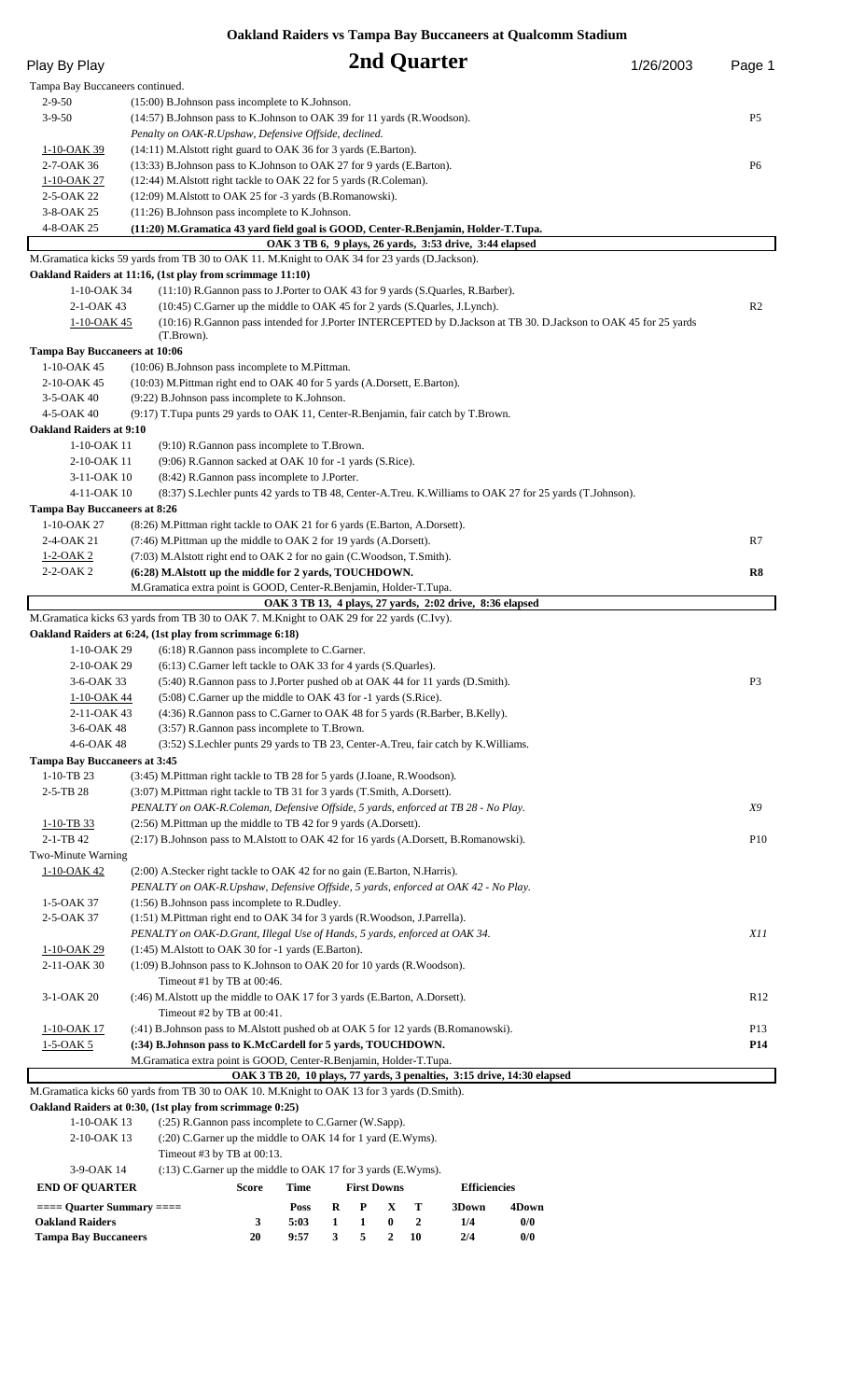# Oakland Raiders vs Tampa Bay Buccaneers at Qualcomm Stadium

## Play By Play — 2nd Quarter — 1/26/2003

Tampa Bay Buccaneers continued.

| Down | Play | |
|---|---|---|
| 2-9-50 | (15:00) B.Johnson pass incomplete to K.Johnson. | |
| 3-9-50 | (14:57) B.Johnson pass to K.Johnson to OAK 39 for 11 yards (R.Woodson). | P5 |
| | *Penalty on OAK-R.Upshaw, Defensive Offside, declined.* | |
| 1-10-OAK 39 | (14:11) M.Alstott right guard to OAK 36 for 3 yards (E.Barton). | |
| 2-7-OAK 36 | (13:33) B.Johnson pass to K.Johnson to OAK 27 for 9 yards (E.Barton). | P6 |
| 1-10-OAK 27 | (12:44) M.Alstott right tackle to OAK 22 for 5 yards (R.Coleman). | |
| 2-5-OAK 22 | (12:09) M.Alstott to OAK 25 for -3 yards (B.Romanowski). | |
| 3-8-OAK 25 | (11:26) B.Johnson pass incomplete to K.Johnson. | |
| 4-8-OAK 25 | **(11:20) M.Gramatica 43 yard field goal is GOOD, Center-R.Benjamin, Holder-T.Tupa.** | |

**OAK 3 TB 6, 9 plays, 26 yards, 3:53 drive, 3:44 elapsed**

M.Gramatica kicks 59 yards from TB 30 to OAK 11. M.Knight to OAK 34 for 23 yards (D.Jackson).

**Oakland Raiders at 11:16, (1st play from scrimmage 11:10)**

| Down | Play | |
|---|---|---|
| 1-10-OAK 34 | (11:10) R.Gannon pass to J.Porter to OAK 43 for 9 yards (S.Quarles, R.Barber). | |
| 2-1-OAK 43 | (10:45) C.Garner up the middle to OAK 45 for 2 yards (S.Quarles, J.Lynch). | R2 |
| 1-10-OAK 45 | (10:16) R.Gannon pass intended for J.Porter INTERCEPTED by D.Jackson at TB 30. D.Jackson to OAK 45 for 25 yards (T.Brown). | |

**Tampa Bay Buccaneers at 10:06**

| Down | Play | |
|---|---|---|
| 1-10-OAK 45 | (10:06) B.Johnson pass incomplete to M.Pittman. | |
| 2-10-OAK 45 | (10:03) M.Pittman right end to OAK 40 for 5 yards (A.Dorsett, E.Barton). | |
| 3-5-OAK 40 | (9:22) B.Johnson pass incomplete to K.Johnson. | |
| 4-5-OAK 40 | (9:17) T.Tupa punts 29 yards to OAK 11, Center-R.Benjamin, fair catch by T.Brown. | |

**Oakland Raiders at 9:10**

| Down | Play | |
|---|---|---|
| 1-10-OAK 11 | (9:10) R.Gannon pass incomplete to T.Brown. | |
| 2-10-OAK 11 | (9:06) R.Gannon sacked at OAK 10 for -1 yards (S.Rice). | |
| 3-11-OAK 10 | (8:42) R.Gannon pass incomplete to J.Porter. | |
| 4-11-OAK 10 | (8:37) S.Lechler punts 42 yards to TB 48, Center-A.Treu. K.Williams to OAK 27 for 25 yards (T.Johnson). | |

**Tampa Bay Buccaneers at 8:26**

| Down | Play | |
|---|---|---|
| 1-10-OAK 27 | (8:26) M.Pittman right tackle to OAK 21 for 6 yards (E.Barton, A.Dorsett). | |
| 2-4-OAK 21 | (7:46) M.Pittman up the middle to OAK 2 for 19 yards (A.Dorsett). | R7 |
| 1-2-OAK 2 | (7:03) M.Alstott right end to OAK 2 for no gain (C.Woodson, T.Smith). | |
| 2-2-OAK 2 | **(6:28) M.Alstott up the middle for 2 yards, TOUCHDOWN.** | **R8** |
| | M.Gramatica extra point is GOOD, Center-R.Benjamin, Holder-T.Tupa. | |

**OAK 3 TB 13, 4 plays, 27 yards, 2:02 drive, 8:36 elapsed**

M.Gramatica kicks 63 yards from TB 30 to OAK 7. M.Knight to OAK 29 for 22 yards (C.Ivy).

**Oakland Raiders at 6:24, (1st play from scrimmage 6:18)**

| Down | Play | |
|---|---|---|
| 1-10-OAK 29 | (6:18) R.Gannon pass incomplete to C.Garner. | |
| 2-10-OAK 29 | (6:13) C.Garner left tackle to OAK 33 for 4 yards (S.Quarles). | |
| 3-6-OAK 33 | (5:40) R.Gannon pass to J.Porter pushed ob at OAK 44 for 11 yards (D.Smith). | P3 |
| 1-10-OAK 44 | (5:08) C.Garner up the middle to OAK 43 for -1 yards (S.Rice). | |
| 2-11-OAK 43 | (4:36) R.Gannon pass to C.Garner to OAK 48 for 5 yards (R.Barber, B.Kelly). | |
| 3-6-OAK 48 | (3:57) R.Gannon pass incomplete to T.Brown. | |
| 4-6-OAK 48 | (3:52) S.Lechler punts 29 yards to TB 23, Center-A.Treu, fair catch by K.Williams. | |

**Tampa Bay Buccaneers at 3:45**

| Down | Play | |
|---|---|---|
| 1-10-TB 23 | (3:45) M.Pittman right tackle to TB 28 for 5 yards (J.Ioane, R.Woodson). | |
| 2-5-TB 28 | (3:07) M.Pittman right tackle to TB 31 for 3 yards (T.Smith, A.Dorsett). | |
| | *PENALTY on OAK-R.Coleman, Defensive Offside, 5 yards, enforced at TB 28 - No Play.* | *X9* |
| 1-10-TB 33 | (2:56) M.Pittman up the middle to TB 42 for 9 yards (A.Dorsett). | |
| 2-1-TB 42 | (2:17) B.Johnson pass to M.Alstott to OAK 42 for 16 yards (A.Dorsett, B.Romanowski). | P10 |
| Two-Minute Warning | | |
| 1-10-OAK 42 | (2:00) A.Stecker right tackle to OAK 42 for no gain (E.Barton, N.Harris). | |
| | *PENALTY on OAK-R.Upshaw, Defensive Offside, 5 yards, enforced at OAK 42 - No Play.* | |
| 1-5-OAK 37 | (1:56) B.Johnson pass incomplete to R.Dudley. | |
| 2-5-OAK 37 | (1:51) M.Pittman right end to OAK 34 for 3 yards (R.Woodson, J.Parrella). | |
| | *PENALTY on OAK-D.Grant, Illegal Use of Hands, 5 yards, enforced at OAK 34.* | *X11* |
| 1-10-OAK 29 | (1:45) M.Alstott to OAK 30 for -1 yards (E.Barton). | |
| 2-11-OAK 30 | (1:09) B.Johnson pass to K.Johnson to OAK 20 for 10 yards (R.Woodson). | |
| | Timeout #1 by TB at 00:46. | |
| 3-1-OAK 20 | (:46) M.Alstott up the middle to OAK 17 for 3 yards (E.Barton, A.Dorsett). | R12 |
| | Timeout #2 by TB at 00:41. | |
| 1-10-OAK 17 | (:41) B.Johnson pass to M.Alstott pushed ob at OAK 5 for 12 yards (B.Romanowski). | P13 |
| 1-5-OAK 5 | **(:34) B.Johnson pass to K.McCardell for 5 yards, TOUCHDOWN.** | **P14** |
| | M.Gramatica extra point is GOOD, Center-R.Benjamin, Holder-T.Tupa. | |

**OAK 3 TB 20, 10 plays, 77 yards, 3 penalties, 3:15 drive, 14:30 elapsed**

M.Gramatica kicks 60 yards from TB 30 to OAK 10. M.Knight to OAK 13 for 3 yards (D.Smith).

**Oakland Raiders at 0:30, (1st play from scrimmage 0:25)**

| Down | Play | |
|---|---|---|
| 1-10-OAK 13 | (:25) R.Gannon pass incomplete to C.Garner (W.Sapp). | |
| 2-10-OAK 13 | (:20) C.Garner up the middle to OAK 14 for 1 yard (E.Wyms). | |
| | Timeout #3 by TB at 00:13. | |
| 3-9-OAK 14 | (:13) C.Garner up the middle to OAK 17 for 3 yards (E.Wyms). | |

**END OF QUARTER**

| ==== Quarter Summary ==== | Score | Time Poss | R | P | X | T | 3Down | 4Down |
|---|---|---|---|---|---|---|---|---|
| **Oakland Raiders** | 3 | 5:03 | 1 | 1 | 0 | 2 | 1/4 | 0/0 |
| **Tampa Bay Buccaneers** | 20 | 9:57 | 3 | 5 | 2 | 10 | 2/4 | 0/0 |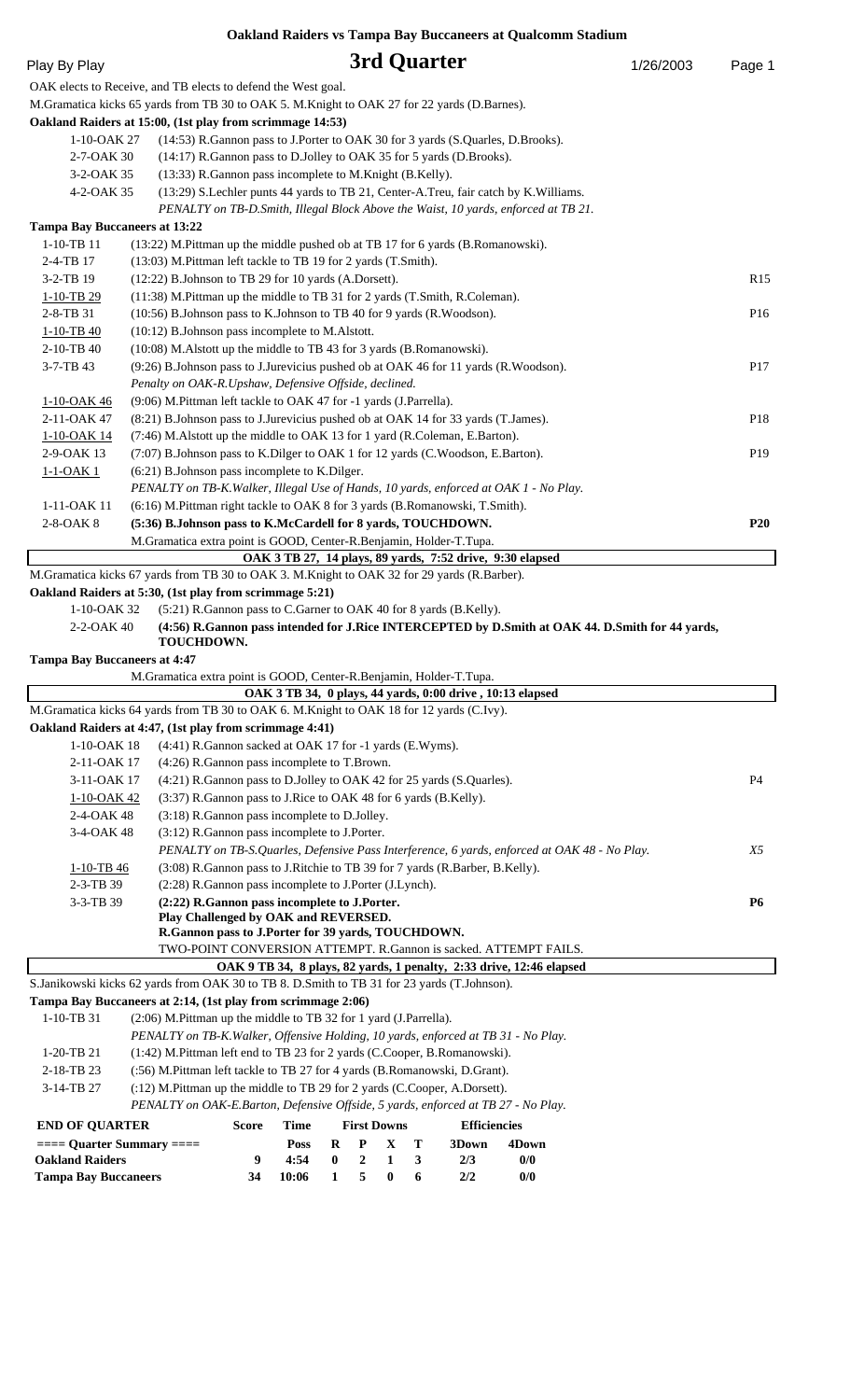# Oakland Raiders vs Tampa Bay Buccaneers at Qualcomm Stadium

## Play By Play — 3rd Quarter — 1/26/2003

OAK elects to Receive, and TB elects to defend the West goal.

M.Gramatica kicks 65 yards from TB 30 to OAK 5. M.Knight to OAK 27 for 22 yards (D.Barnes).

**Oakland Raiders at 15:00, (1st play from scrimmage 14:53)**

| Down | Play | |
|---|---|---|
| 1-10-OAK 27 | (14:53) R.Gannon pass to J.Porter to OAK 30 for 3 yards (S.Quarles, D.Brooks). | |
| 2-7-OAK 30 | (14:17) R.Gannon pass to D.Jolley to OAK 35 for 5 yards (D.Brooks). | |
| 3-2-OAK 35 | (13:33) R.Gannon pass incomplete to M.Knight (B.Kelly). | |
| 4-2-OAK 35 | (13:29) S.Lechler punts 44 yards to TB 21, Center-A.Treu, fair catch by K.Williams. *PENALTY on TB-D.Smith, Illegal Block Above the Waist, 10 yards, enforced at TB 21.* | |

**Tampa Bay Buccaneers at 13:22**

| Down | Play | |
|---|---|---|
| 1-10-TB 11 | (13:22) M.Pittman up the middle pushed ob at TB 17 for 6 yards (B.Romanowski). | |
| 2-4-TB 17 | (13:03) M.Pittman left tackle to TB 19 for 2 yards (T.Smith). | |
| 3-2-TB 19 | (12:22) B.Johnson to TB 29 for 10 yards (A.Dorsett). | R15 |
| 1-10-TB 29 | (11:38) M.Pittman up the middle to TB 31 for 2 yards (T.Smith, R.Coleman). | |
| 2-8-TB 31 | (10:56) B.Johnson pass to K.Johnson to TB 40 for 9 yards (R.Woodson). | P16 |
| 1-10-TB 40 | (10:12) B.Johnson pass incomplete to M.Alstott. | |
| 2-10-TB 40 | (10:08) M.Alstott up the middle to TB 43 for 3 yards (B.Romanowski). | |
| 3-7-TB 43 | (9:26) B.Johnson pass to J.Jurevicius pushed ob at OAK 46 for 11 yards (R.Woodson). *Penalty on OAK-R.Upshaw, Defensive Offside, declined.* | P17 |
| 1-10-OAK 46 | (9:06) M.Pittman left tackle to OAK 47 for -1 yards (J.Parrella). | |
| 2-11-OAK 47 | (8:21) B.Johnson pass to J.Jurevicius pushed ob at OAK 14 for 33 yards (T.James). | P18 |
| 1-10-OAK 14 | (7:46) M.Alstott up the middle to OAK 13 for 1 yard (R.Coleman, E.Barton). | |
| 2-9-OAK 13 | (7:07) B.Johnson pass to K.Dilger to OAK 1 for 12 yards (C.Woodson, E.Barton). | P19 |
| 1-1-OAK 1 | (6:21) B.Johnson pass incomplete to K.Dilger. *PENALTY on TB-K.Walker, Illegal Use of Hands, 10 yards, enforced at OAK 1 - No Play.* | |
| 1-11-OAK 11 | (6:16) M.Pittman right tackle to OAK 8 for 3 yards (B.Romanowski, T.Smith). | |
| 2-8-OAK 8 | **(5:36) B.Johnson pass to K.McCardell for 8 yards, TOUCHDOWN.** | **P20** |
| | M.Gramatica extra point is GOOD, Center-R.Benjamin, Holder-T.Tupa. | |

**OAK 3 TB 27, 14 plays, 89 yards, 7:52 drive, 9:30 elapsed**

M.Gramatica kicks 67 yards from TB 30 to OAK 3. M.Knight to OAK 32 for 29 yards (R.Barber).

**Oakland Raiders at 5:30, (1st play from scrimmage 5:21)**

| Down | Play |
|---|---|
| 1-10-OAK 32 | (5:21) R.Gannon pass to C.Garner to OAK 40 for 8 yards (B.Kelly). |
| 2-2-OAK 40 | **(4:56) R.Gannon pass intended for J.Rice INTERCEPTED by D.Smith at OAK 44. D.Smith for 44 yards, TOUCHDOWN.** |

**Tampa Bay Buccaneers at 4:47**

M.Gramatica extra point is GOOD, Center-R.Benjamin, Holder-T.Tupa.

**OAK 3 TB 34, 0 plays, 44 yards, 0:00 drive , 10:13 elapsed**

M.Gramatica kicks 64 yards from TB 30 to OAK 6. M.Knight to OAK 18 for 12 yards (C.Ivy).

**Oakland Raiders at 4:47, (1st play from scrimmage 4:41)**

| Down | Play | |
|---|---|---|
| 1-10-OAK 18 | (4:41) R.Gannon sacked at OAK 17 for -1 yards (E.Wyms). | |
| 2-11-OAK 17 | (4:26) R.Gannon pass incomplete to T.Brown. | |
| 3-11-OAK 17 | (4:21) R.Gannon pass to D.Jolley to OAK 42 for 25 yards (S.Quarles). | P4 |
| 1-10-OAK 42 | (3:37) R.Gannon pass to J.Rice to OAK 48 for 6 yards (B.Kelly). | |
| 2-4-OAK 48 | (3:18) R.Gannon pass incomplete to D.Jolley. | |
| 3-4-OAK 48 | (3:12) R.Gannon pass incomplete to J.Porter. *PENALTY on TB-S.Quarles, Defensive Pass Interference, 6 yards, enforced at OAK 48 - No Play.* | *X5* |
| 1-10-TB 46 | (3:08) R.Gannon pass to J.Ritchie to TB 39 for 7 yards (R.Barber, B.Kelly). | |
| 2-3-TB 39 | (2:28) R.Gannon pass incomplete to J.Porter (J.Lynch). | |
| 3-3-TB 39 | **(2:22) R.Gannon pass incomplete to J.Porter. Play Challenged by OAK and REVERSED. R.Gannon pass to J.Porter for 39 yards, TOUCHDOWN.** TWO-POINT CONVERSION ATTEMPT. R.Gannon is sacked. ATTEMPT FAILS. | **P6** |

**OAK 9 TB 34, 8 plays, 82 yards, 1 penalty, 2:33 drive, 12:46 elapsed**

S.Janikowski kicks 62 yards from OAK 30 to TB 8. D.Smith to TB 31 for 23 yards (T.Johnson).

**Tampa Bay Buccaneers at 2:14, (1st play from scrimmage 2:06)**

| Down | Play |
|---|---|
| 1-10-TB 31 | (2:06) M.Pittman up the middle to TB 32 for 1 yard (J.Parrella). *PENALTY on TB-K.Walker, Offensive Holding, 10 yards, enforced at TB 31 - No Play.* |
| 1-20-TB 21 | (1:42) M.Pittman left end to TB 23 for 2 yards (C.Cooper, B.Romanowski). |
| 2-18-TB 23 | (:56) M.Pittman left tackle to TB 27 for 4 yards (B.Romanowski, D.Grant). |
| 3-14-TB 27 | (:12) M.Pittman up the middle to TB 29 for 2 yards (C.Cooper, A.Dorsett). *PENALTY on OAK-E.Barton, Defensive Offside, 5 yards, enforced at TB 27 - No Play.* |

**END OF QUARTER**

| ==== Quarter Summary ==== | Score | Time Poss | R | P | X | T | 3Down | 4Down |
|---|---|---|---|---|---|---|---|---|
| **Oakland Raiders** | 9 | 4:54 | 0 | 2 | 1 | 3 | 2/3 | 0/0 |
| **Tampa Bay Buccaneers** | 34 | 10:06 | 1 | 5 | 0 | 6 | 2/2 | 0/0 |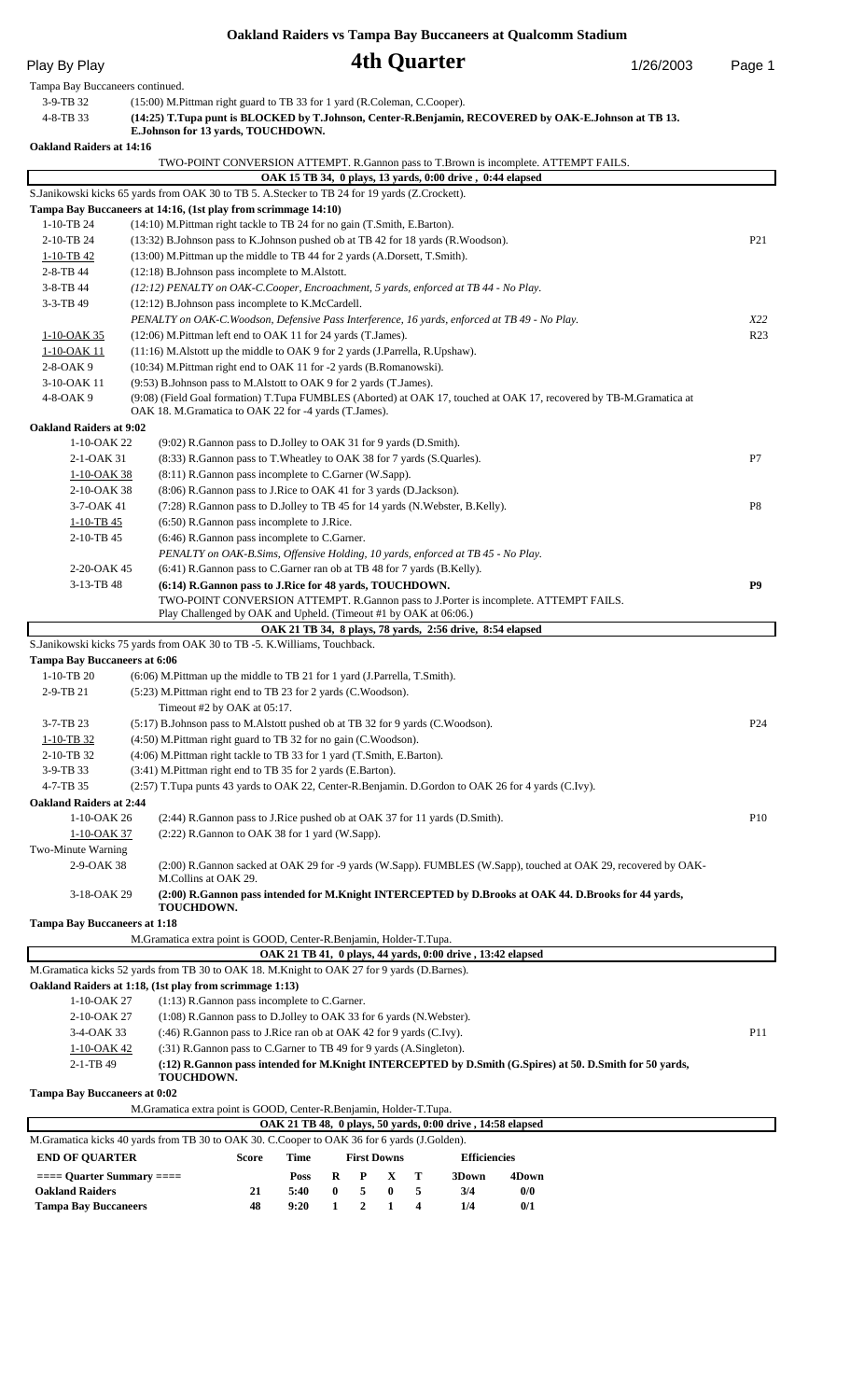# Oakland Raiders vs Tampa Bay Buccaneers at Qualcomm Stadium

Play By Play — **4th Quarter** — 1/26/2003

Tampa Bay Buccaneers continued.

| | | |
|---|---|---|
| 3-9-TB 32 | (15:00) M.Pittman right guard to TB 33 for 1 yard (R.Coleman, C.Cooper). | |
| 4-8-TB 33 | **(14:25) T.Tupa punt is BLOCKED by T.Johnson, Center-R.Benjamin, RECOVERED by OAK-E.Johnson at TB 13. E.Johnson for 13 yards, TOUCHDOWN.** | |

**Oakland Raiders at 14:16**

TWO-POINT CONVERSION ATTEMPT. R.Gannon pass to T.Brown is incomplete. ATTEMPT FAILS.

**OAK 15 TB 34, 0 plays, 13 yards, 0:00 drive , 0:44 elapsed**

S.Janikowski kicks 65 yards from OAK 30 to TB 5. A.Stecker to TB 24 for 19 yards (Z.Crockett).

**Tampa Bay Buccaneers at 14:16, (1st play from scrimmage 14:10)**

| | | |
|---|---|---|
| 1-10-TB 24 | (14:10) M.Pittman right tackle to TB 24 for no gain (T.Smith, E.Barton). | |
| 2-10-TB 24 | (13:32) B.Johnson pass to K.Johnson pushed ob at TB 42 for 18 yards (R.Woodson). | P21 |
| 1-10-TB 42 | (13:00) M.Pittman up the middle to TB 44 for 2 yards (A.Dorsett, T.Smith). | |
| 2-8-TB 44 | (12:18) B.Johnson pass incomplete to M.Alstott. | |
| 3-8-TB 44 | *(12:12) PENALTY on OAK-C.Cooper, Encroachment, 5 yards, enforced at TB 44 - No Play.* | |
| 3-3-TB 49 | (12:12) B.Johnson pass incomplete to K.McCardell. | |
| | *PENALTY on OAK-C.Woodson, Defensive Pass Interference, 16 yards, enforced at TB 49 - No Play.* | *X22* |
| 1-10-OAK 35 | (12:06) M.Pittman left end to OAK 11 for 24 yards (T.James). | R23 |
| 1-10-OAK 11 | (11:16) M.Alstott up the middle to OAK 9 for 2 yards (J.Parrella, R.Upshaw). | |
| 2-8-OAK 9 | (10:34) M.Pittman right end to OAK 11 for -2 yards (B.Romanowski). | |
| 3-10-OAK 11 | (9:53) B.Johnson pass to M.Alstott to OAK 9 for 2 yards (T.James). | |
| 4-8-OAK 9 | (9:08) (Field Goal formation) T.Tupa FUMBLES (Aborted) at OAK 17, touched at OAK 17, recovered by TB-M.Gramatica at OAK 18. M.Gramatica to OAK 22 for -4 yards (T.James). | |

**Oakland Raiders at 9:02**

| | | |
|---|---|---|
| 1-10-OAK 22 | (9:02) R.Gannon pass to D.Jolley to OAK 31 for 9 yards (D.Smith). | |
| 2-1-OAK 31 | (8:33) R.Gannon pass to T.Wheatley to OAK 38 for 7 yards (S.Quarles). | P7 |
| 1-10-OAK 38 | (8:11) R.Gannon pass incomplete to C.Garner (W.Sapp). | |
| 2-10-OAK 38 | (8:06) R.Gannon pass to J.Rice to OAK 41 for 3 yards (D.Jackson). | |
| 3-7-OAK 41 | (7:28) R.Gannon pass to D.Jolley to TB 45 for 14 yards (N.Webster, B.Kelly). | P8 |
| 1-10-TB 45 | (6:50) R.Gannon pass incomplete to J.Rice. | |
| 2-10-TB 45 | (6:46) R.Gannon pass incomplete to C.Garner. | |
| | *PENALTY on OAK-B.Sims, Offensive Holding, 10 yards, enforced at TB 45 - No Play.* | |
| 2-20-OAK 45 | (6:41) R.Gannon pass to C.Garner ran ob at TB 48 for 7 yards (B.Kelly). | |
| 3-13-TB 48 | **(6:14) R.Gannon pass to J.Rice for 48 yards, TOUCHDOWN.** | **P9** |
| | TWO-POINT CONVERSION ATTEMPT. R.Gannon pass to J.Porter is incomplete. ATTEMPT FAILS. Play Challenged by OAK and Upheld. (Timeout #1 by OAK at 06:06.) | |

**OAK 21 TB 34, 8 plays, 78 yards, 2:56 drive, 8:54 elapsed**

S.Janikowski kicks 75 yards from OAK 30 to TB -5. K.Williams, Touchback.

**Tampa Bay Buccaneers at 6:06**

| | | |
|---|---|---|
| 1-10-TB 20 | (6:06) M.Pittman up the middle to TB 21 for 1 yard (J.Parrella, T.Smith). | |
| 2-9-TB 21 | (5:23) M.Pittman right end to TB 23 for 2 yards (C.Woodson). | |
| | Timeout #2 by OAK at 05:17. | |
| 3-7-TB 23 | (5:17) B.Johnson pass to M.Alstott pushed ob at TB 32 for 9 yards (C.Woodson). | P24 |
| 1-10-TB 32 | (4:50) M.Pittman right guard to TB 32 for no gain (C.Woodson). | |
| 2-10-TB 32 | (4:06) M.Pittman right tackle to TB 33 for 1 yard (T.Smith, E.Barton). | |
| 3-9-TB 33 | (3:41) M.Pittman right end to TB 35 for 2 yards (E.Barton). | |
| 4-7-TB 35 | (2:57) T.Tupa punts 43 yards to OAK 22, Center-R.Benjamin. D.Gordon to OAK 26 for 4 yards (C.Ivy). | |

**Oakland Raiders at 2:44**

| | | |
|---|---|---|
| 1-10-OAK 26 | (2:44) R.Gannon pass to J.Rice pushed ob at OAK 37 for 11 yards (D.Smith). | P10 |
| 1-10-OAK 37 | (2:22) R.Gannon to OAK 38 for 1 yard (W.Sapp). | |
| Two-Minute Warning | | |
| 2-9-OAK 38 | (2:00) R.Gannon sacked at OAK 29 for -9 yards (W.Sapp). FUMBLES (W.Sapp), touched at OAK 29, recovered by OAK-M.Collins at OAK 29. | |
| 3-18-OAK 29 | **(2:00) R.Gannon pass intended for M.Knight INTERCEPTED by D.Brooks at OAK 44. D.Brooks for 44 yards, TOUCHDOWN.** | |

**Tampa Bay Buccaneers at 1:18**

M.Gramatica extra point is GOOD, Center-R.Benjamin, Holder-T.Tupa.

**OAK 21 TB 41, 0 plays, 44 yards, 0:00 drive , 13:42 elapsed**

M.Gramatica kicks 52 yards from TB 30 to OAK 18. M.Knight to OAK 27 for 9 yards (D.Barnes).

**Oakland Raiders at 1:18, (1st play from scrimmage 1:13)**

| | | |
|---|---|---|
| 1-10-OAK 27 | (1:13) R.Gannon pass incomplete to C.Garner. | |
| 2-10-OAK 27 | (1:08) R.Gannon pass to D.Jolley to OAK 33 for 6 yards (N.Webster). | |
| 3-4-OAK 33 | (:46) R.Gannon pass to J.Rice ran ob at OAK 42 for 9 yards (C.Ivy). | P11 |
| 1-10-OAK 42 | (:31) R.Gannon pass to C.Garner to TB 49 for 9 yards (A.Singleton). | |
| 2-1-TB 49 | **(:12) R.Gannon pass intended for M.Knight INTERCEPTED by D.Smith (G.Spires) at 50. D.Smith for 50 yards, TOUCHDOWN.** | |

**Tampa Bay Buccaneers at 0:02**

M.Gramatica extra point is GOOD, Center-R.Benjamin, Holder-T.Tupa.

**OAK 21 TB 48, 0 plays, 50 yards, 0:00 drive , 14:58 elapsed**

M.Gramatica kicks 40 yards from TB 30 to OAK 30. C.Cooper to OAK 36 for 6 yards (J.Golden).

**END OF QUARTER**

| ==== Quarter Summary ==== | Score | Time Poss | First Downs R | P | X | T | Efficiencies 3Down | 4Down |
|---|---|---|---|---|---|---|---|---|
| **Oakland Raiders** | 21 | 5:40 | 0 | 5 | 0 | 5 | 3/4 | 0/0 |
| **Tampa Bay Buccaneers** | 48 | 9:20 | 1 | 2 | 1 | 4 | 1/4 | 0/1 |